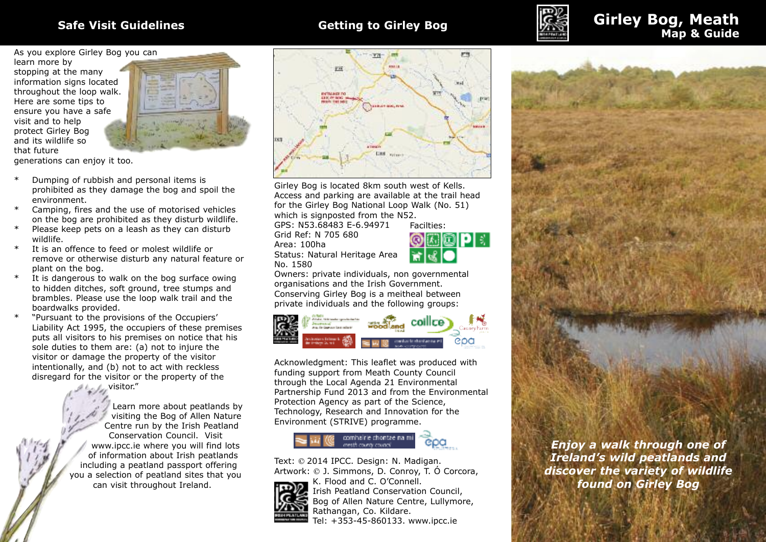# Girley Bog, Meath
## Map & Guide

*Enjoy a walk through one of Ireland's wild peatlands and discover the variety of wildlife found on Girley Bog*

## Safe Visit Guidelines

As you explore Girley Bog you can learn more by stopping at the many information signs located throughout the loop walk. Here are some tips to ensure you have a safe visit and to help protect Girley Bog and its wildlife so that future generations can enjoy it too.

* Dumping of rubbish and personal items is prohibited as they damage the bog and spoil the environment.
* Camping, fires and the use of motorised vehicles on the bog are prohibited as they disturb wildlife.
* Please keep pets on a leash as they can disturb wildlife.
* It is an offence to feed or molest wildlife or remove or otherwise disturb any natural feature or plant on the bog.
* It is dangerous to walk on the bog surface owing to hidden ditches, soft ground, tree stumps and brambles. Please use the loop walk trail and the boardwalks provided.
* "Pursuant to the provisions of the Occupiers' Liability Act 1995, the occupiers of these premises puts all visitors to his premises on notice that his sole duties to them are: (a) not to injure the visitor or damage the property of the visitor intentionally, and (b) not to act with reckless disregard for the visitor or the property of the visitor."

Learn more about peatlands by visiting the Bog of Allen Nature Centre run by the Irish Peatland Conservation Council. Visit www.ipcc.ie where you will find lots of information about Irish peatlands including a peatland passport offering you a selection of peatland sites that you can visit throughout Ireland.

## Getting to Girley Bog

Girley Bog is located 8km south west of Kells. Access and parking are available at the trail head for the Girley Bog National Loop Walk (No. 51) which is signposted from the N52.

GPS: N53.68483 E-6.94971
Grid Ref: N 705 680
Area: 100ha
Status: Natural Heritage Area No. 1580

Facilities:

Owners: private individuals, non governmental organisations and the Irish Government.

Conserving Girley Bog is a meitheal between private individuals and the following groups:

Acknowledgment: This leaflet was produced with funding support from Meath County Council through the Local Agenda 21 Environmental Partnership Fund 2013 and from the Environmental Protection Agency as part of the Science, Technology, Research and Innovation for the Environment (STRIVE) programme.

Text: © 2014 IPCC. Design: N. Madigan.
Artwork: © J. Simmons, D. Conroy, T. Ó Corcora, K. Flood and C. O'Connell.
Irish Peatland Conservation Council, Bog of Allen Nature Centre, Lullymore, Rathangan, Co. Kildare.
Tel: +353-45-860133. www.ipcc.ie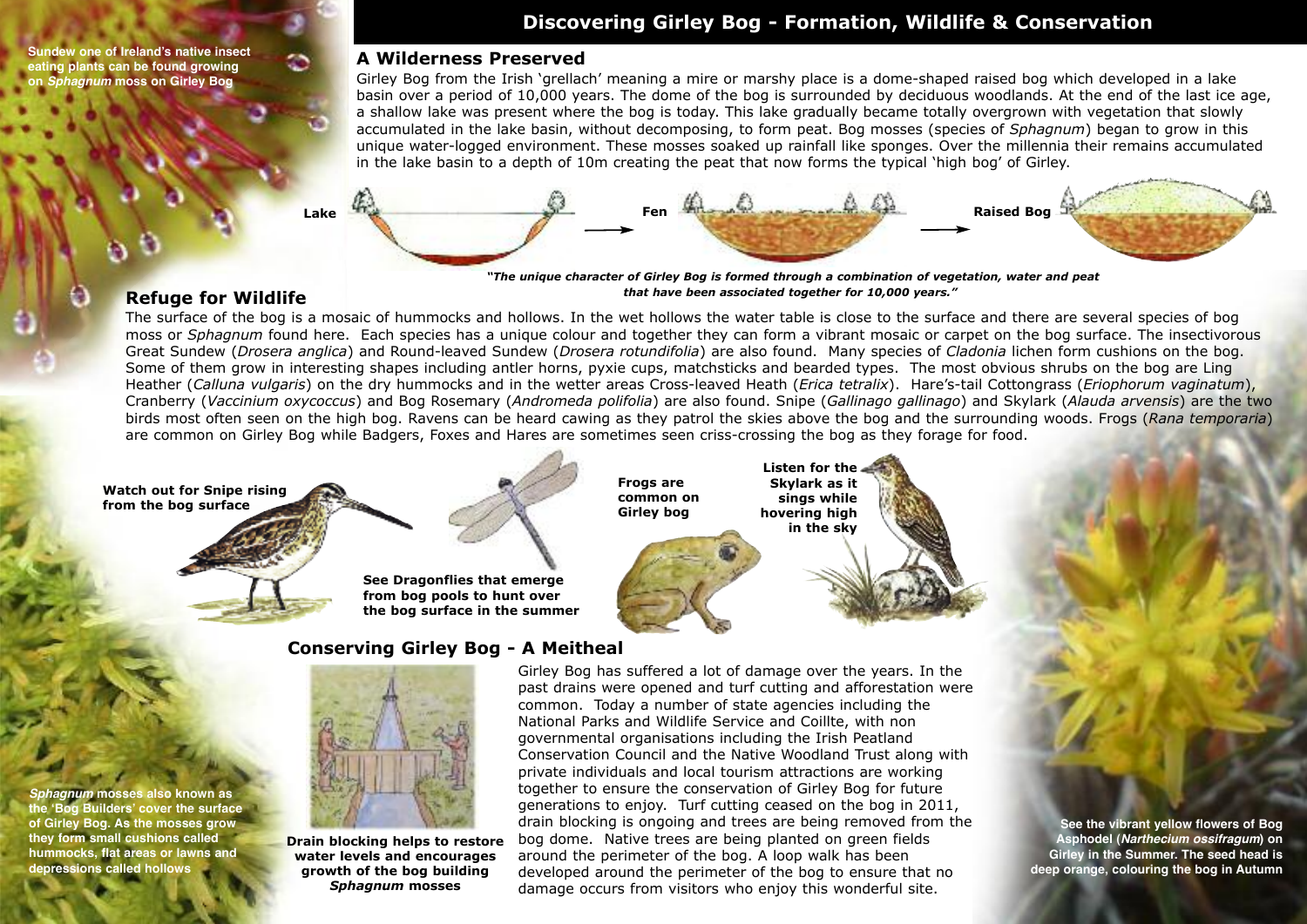# Discovering Girley Bog - Formation, Wildlife & Conservation

**Sundew one of Ireland's native insect eating plants can be found growing on *Sphagnum* moss on Girley Bog**

## A Wilderness Preserved

Girley Bog from the Irish 'grellach' meaning a mire or marshy place is a dome-shaped raised bog which developed in a lake basin over a period of 10,000 years. The dome of the bog is surrounded by deciduous woodlands. At the end of the last ice age, a shallow lake was present where the bog is today. This lake gradually became totally overgrown with vegetation that slowly accumulated in the lake basin, without decomposing, to form peat. Bog mosses (species of *Sphagnum*) began to grow in this unique water-logged environment. These mosses soaked up rainfall like sponges. Over the millennia their remains accumulated in the lake basin to a depth of 10m creating the peat that now forms the typical 'high bog' of Girley.

Lake → Fen → Raised Bog

***"The unique character of Girley Bog is formed through a combination of vegetation, water and peat that have been associated together for 10,000 years."***

## Refuge for Wildlife

The surface of the bog is a mosaic of hummocks and hollows. In the wet hollows the water table is close to the surface and there are several species of bog moss or *Sphagnum* found here. Each species has a unique colour and together they can form a vibrant mosaic or carpet on the bog surface. The insectivorous Great Sundew (*Drosera anglica*) and Round-leaved Sundew (*Drosera rotundifolia*) are also found. Many species of *Cladonia* lichen form cushions on the bog. Some of them grow in interesting shapes including antler horns, pyxie cups, matchsticks and bearded types. The most obvious shrubs on the bog are Ling Heather (*Calluna vulgaris*) on the dry hummocks and in the wetter areas Cross-leaved Heath (*Erica tetralix*). Hare's-tail Cottongrass (*Eriophorum vaginatum*), Cranberry (*Vaccinium oxycoccus*) and Bog Rosemary (*Andromeda polifolia*) are also found. Snipe (*Gallinago gallinago*) and Skylark (*Alauda arvensis*) are the two birds most often seen on the high bog. Ravens can be heard cawing as they patrol the skies above the bog and the surrounding woods. Frogs (*Rana temporaria*) are common on Girley Bog while Badgers, Foxes and Hares are sometimes seen criss-crossing the bog as they forage for food.

**Watch out for Snipe rising from the bog surface**

**See Dragonflies that emerge from bog pools to hunt over the bog surface in the summer**

**Frogs are common on Girley bog**

**Listen for the Skylark as it sings while hovering high in the sky**

## Conserving Girley Bog - A Meitheal

**Drain blocking helps to restore water levels and encourages growth of the bog building *Sphagnum* mosses**

Girley Bog has suffered a lot of damage over the years. In the past drains were opened and turf cutting and afforestation were common. Today a number of state agencies including the National Parks and Wildlife Service and Coillte, with non governmental organisations including the Irish Peatland Conservation Council and the Native Woodland Trust along with private individuals and local tourism attractions are working together to ensure the conservation of Girley Bog for future generations to enjoy. Turf cutting ceased on the bog in 2011, drain blocking is ongoing and trees are being removed from the bog dome. Native trees are being planted on green fields around the perimeter of the bog. A loop walk has been developed around the perimeter of the bog to ensure that no damage occurs from visitors who enjoy this wonderful site.

***Sphagnum* mosses also known as the 'Bog Builders' cover the surface of Girley Bog. As the mosses grow they form small cushions called hummocks, flat areas or lawns and depressions called hollows**

**See the vibrant yellow flowers of Bog Asphodel (*Narthecium ossifragum*) on Girley in the Summer. The seed head is deep orange, colouring the bog in Autumn**